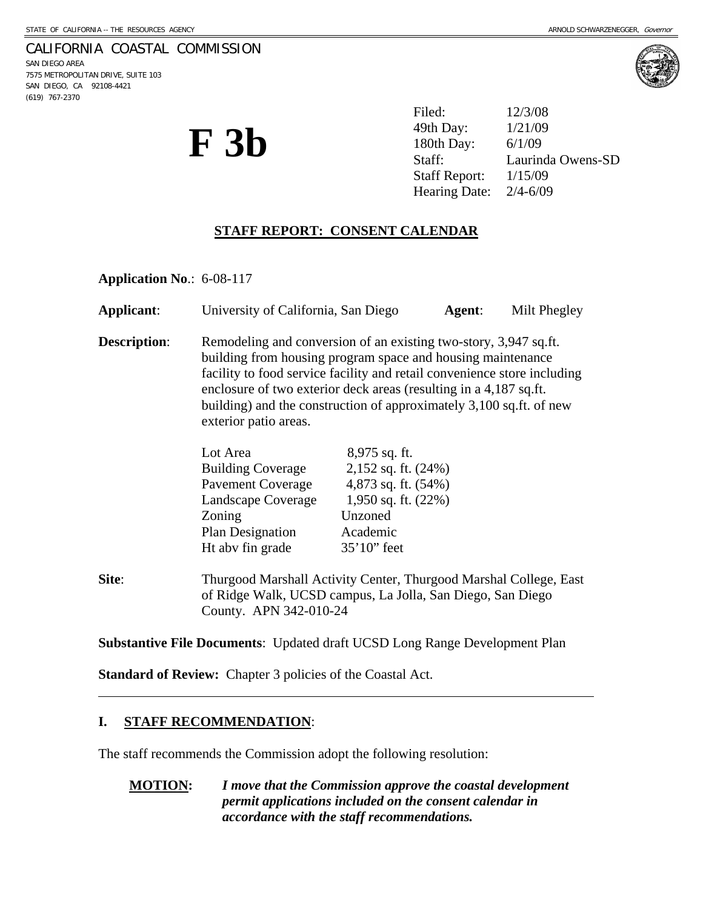STATE OF CALIFORNIA -- THE RESOURCES AGENCY

ARNOLD SCHWARZENEGGER, *Governor*

CALIFORNIA COASTAL COMMISSION
SAN DIEGO AREA
7575 METROPOLITAN DRIVE, SUITE 103
SAN DIEGO, CA 92108-4421
(619) 767-2370

# F 3b

| | |
|---|---|
| Filed: | 12/3/08 |
| 49th Day: | 1/21/09 |
| 180th Day: | 6/1/09 |
| Staff: | Laurinda Owens-SD |
| Staff Report: | 1/15/09 |
| Hearing Date: | 2/4-6/09 |

## STAFF REPORT: CONSENT CALENDAR

**Application No**.: 6-08-117

**Applicant**: University of California, San Diego **Agent**: Milt Phegley

**Description**: Remodeling and conversion of an existing two-story, 3,947 sq.ft. building from housing program space and housing maintenance facility to food service facility and retail convenience store including enclosure of two exterior deck areas (resulting in a 4,187 sq.ft. building) and the construction of approximately 3,100 sq.ft. of new exterior patio areas.

| | |
|---|---|
| Lot Area | 8,975 sq. ft. |
| Building Coverage | 2,152 sq. ft. (24%) |
| Pavement Coverage | 4,873 sq. ft. (54%) |
| Landscape Coverage | 1,950 sq. ft. (22%) |
| Zoning | Unzoned |
| Plan Designation | Academic |
| Ht abv fin grade | 35'10" feet |

**Site**: Thurgood Marshall Activity Center, Thurgood Marshal College, East of Ridge Walk, UCSD campus, La Jolla, San Diego, San Diego County. APN 342-010-24

**Substantive File Documents**: Updated draft UCSD Long Range Development Plan

**Standard of Review:** Chapter 3 policies of the Coastal Act.

---

## I. STAFF RECOMMENDATION:

The staff recommends the Commission adopt the following resolution:

**MOTION:** ***I move that the Commission approve the coastal development permit applications included on the consent calendar in accordance with the staff recommendations.***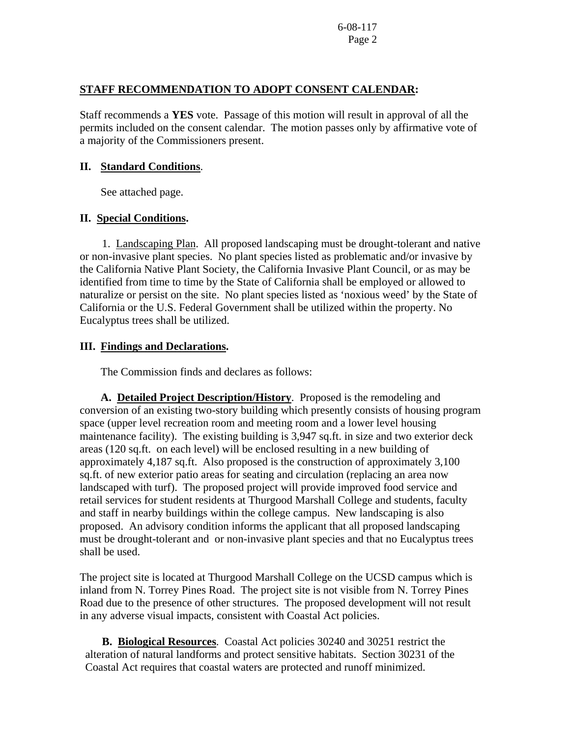**STAFF RECOMMENDATION TO ADOPT CONSENT CALENDAR:**

Staff recommends a **YES** vote. Passage of this motion will result in approval of all the permits included on the consent calendar. The motion passes only by affirmative vote of a majority of the Commissioners present.

## II. Standard Conditions.

See attached page.

## II. Special Conditions.

1. Landscaping Plan. All proposed landscaping must be drought-tolerant and native or non-invasive plant species. No plant species listed as problematic and/or invasive by the California Native Plant Society, the California Invasive Plant Council, or as may be identified from time to time by the State of California shall be employed or allowed to naturalize or persist on the site. No plant species listed as 'noxious weed' by the State of California or the U.S. Federal Government shall be utilized within the property. No Eucalyptus trees shall be utilized.

## III. Findings and Declarations.

The Commission finds and declares as follows:

**A. Detailed Project Description/History**. Proposed is the remodeling and conversion of an existing two-story building which presently consists of housing program space (upper level recreation room and meeting room and a lower level housing maintenance facility). The existing building is 3,947 sq.ft. in size and two exterior deck areas (120 sq.ft. on each level) will be enclosed resulting in a new building of approximately 4,187 sq.ft. Also proposed is the construction of approximately 3,100 sq.ft. of new exterior patio areas for seating and circulation (replacing an area now landscaped with turf). The proposed project will provide improved food service and retail services for student residents at Thurgood Marshall College and students, faculty and staff in nearby buildings within the college campus. New landscaping is also proposed. An advisory condition informs the applicant that all proposed landscaping must be drought-tolerant and or non-invasive plant species and that no Eucalyptus trees shall be used.

The project site is located at Thurgood Marshall College on the UCSD campus which is inland from N. Torrey Pines Road. The project site is not visible from N. Torrey Pines Road due to the presence of other structures. The proposed development will not result in any adverse visual impacts, consistent with Coastal Act policies.

**B. Biological Resources**. Coastal Act policies 30240 and 30251 restrict the alteration of natural landforms and protect sensitive habitats. Section 30231 of the Coastal Act requires that coastal waters are protected and runoff minimized.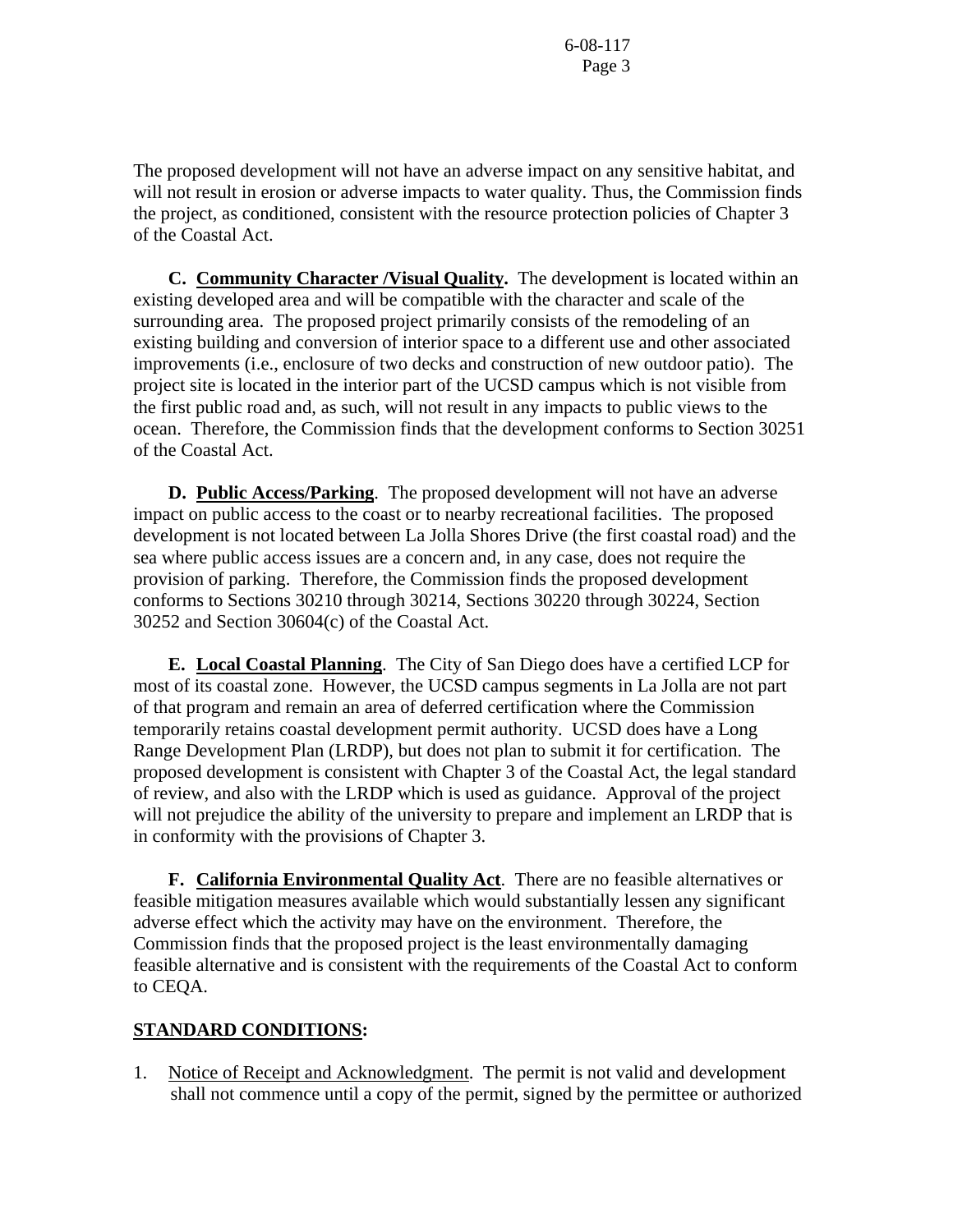The proposed development will not have an adverse impact on any sensitive habitat, and will not result in erosion or adverse impacts to water quality. Thus, the Commission finds the project, as conditioned, consistent with the resource protection policies of Chapter 3 of the Coastal Act.

**C. Community Character /Visual Quality.** The development is located within an existing developed area and will be compatible with the character and scale of the surrounding area. The proposed project primarily consists of the remodeling of an existing building and conversion of interior space to a different use and other associated improvements (i.e., enclosure of two decks and construction of new outdoor patio). The project site is located in the interior part of the UCSD campus which is not visible from the first public road and, as such, will not result in any impacts to public views to the ocean. Therefore, the Commission finds that the development conforms to Section 30251 of the Coastal Act.

**D. Public Access/Parking**. The proposed development will not have an adverse impact on public access to the coast or to nearby recreational facilities. The proposed development is not located between La Jolla Shores Drive (the first coastal road) and the sea where public access issues are a concern and, in any case, does not require the provision of parking. Therefore, the Commission finds the proposed development conforms to Sections 30210 through 30214, Sections 30220 through 30224, Section 30252 and Section 30604(c) of the Coastal Act.

**E. Local Coastal Planning**. The City of San Diego does have a certified LCP for most of its coastal zone. However, the UCSD campus segments in La Jolla are not part of that program and remain an area of deferred certification where the Commission temporarily retains coastal development permit authority. UCSD does have a Long Range Development Plan (LRDP), but does not plan to submit it for certification. The proposed development is consistent with Chapter 3 of the Coastal Act, the legal standard of review, and also with the LRDP which is used as guidance. Approval of the project will not prejudice the ability of the university to prepare and implement an LRDP that is in conformity with the provisions of Chapter 3.

**F. California Environmental Quality Act**. There are no feasible alternatives or feasible mitigation measures available which would substantially lessen any significant adverse effect which the activity may have on the environment. Therefore, the Commission finds that the proposed project is the least environmentally damaging feasible alternative and is consistent with the requirements of the Coastal Act to conform to CEQA.

**STANDARD CONDITIONS:**

1. Notice of Receipt and Acknowledgment. The permit is not valid and development shall not commence until a copy of the permit, signed by the permittee or authorized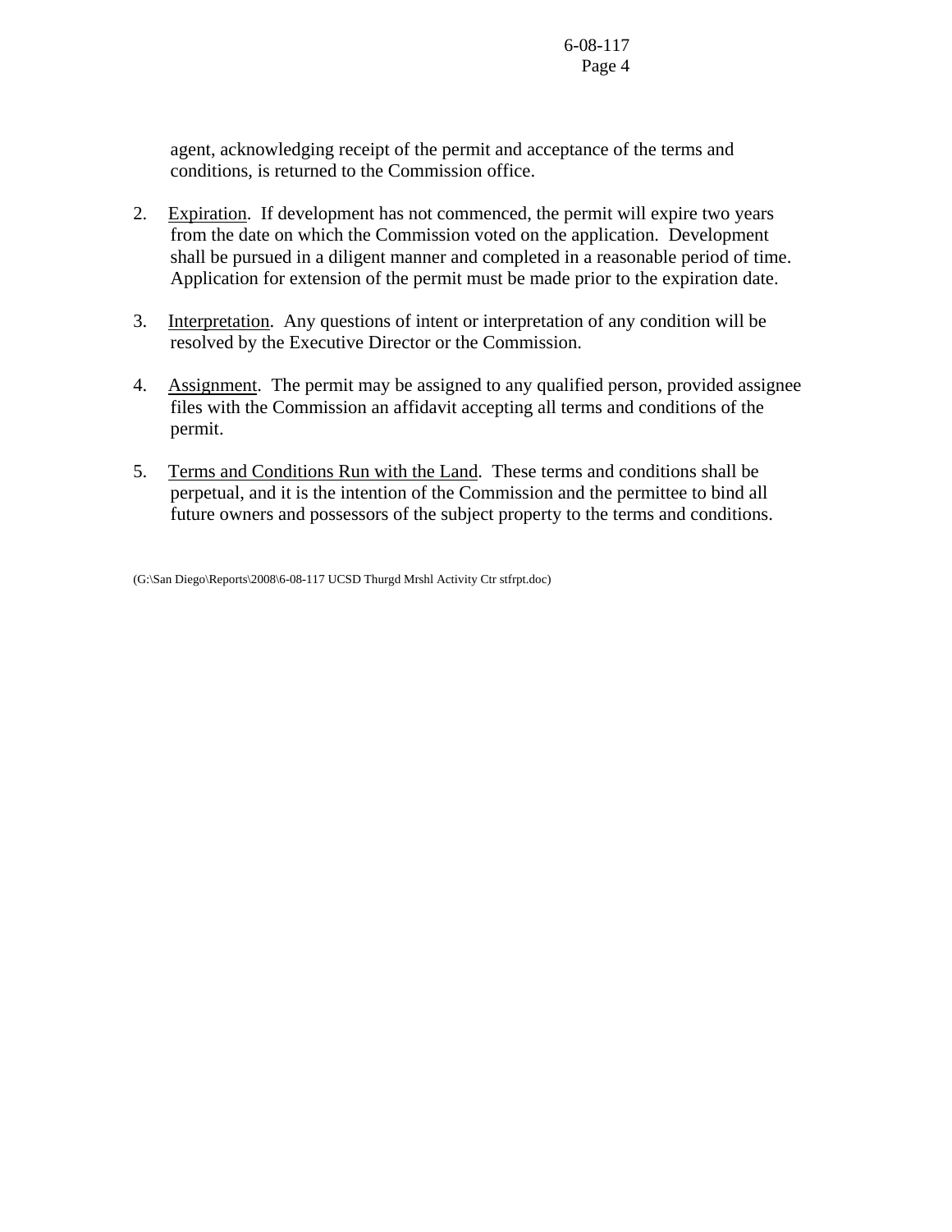agent, acknowledging receipt of the permit and acceptance of the terms and conditions, is returned to the Commission office.

2. Expiration. If development has not commenced, the permit will expire two years from the date on which the Commission voted on the application. Development shall be pursued in a diligent manner and completed in a reasonable period of time. Application for extension of the permit must be made prior to the expiration date.

3. Interpretation. Any questions of intent or interpretation of any condition will be resolved by the Executive Director or the Commission.

4. Assignment. The permit may be assigned to any qualified person, provided assignee files with the Commission an affidavit accepting all terms and conditions of the permit.

5. Terms and Conditions Run with the Land. These terms and conditions shall be perpetual, and it is the intention of the Commission and the permittee to bind all future owners and possessors of the subject property to the terms and conditions.

(G:\San Diego\Reports\2008\6-08-117 UCSD Thurgd Mrshl Activity Ctr stfrpt.doc)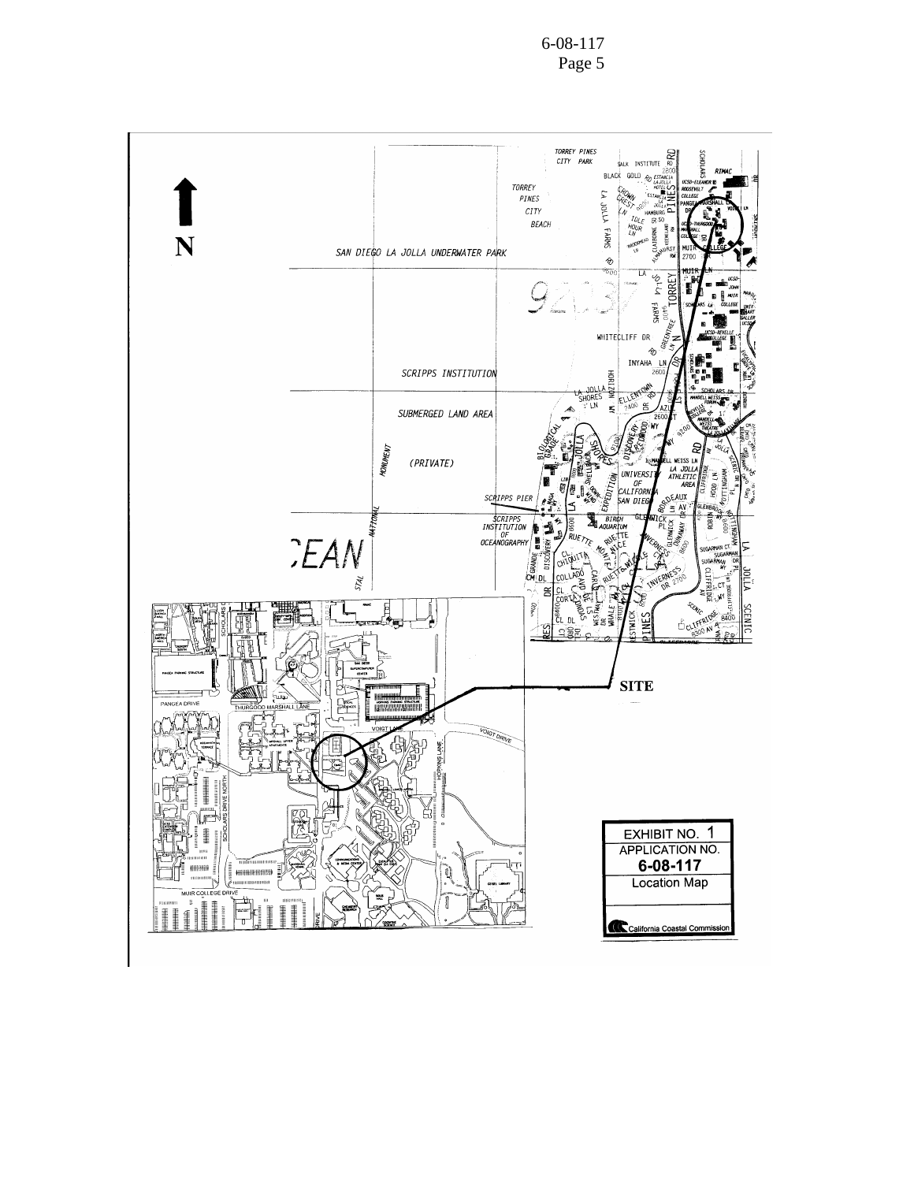EXHIBIT NO. 1

APPLICATION NO.

**6-08-117**

Location Map

California Coastal Commission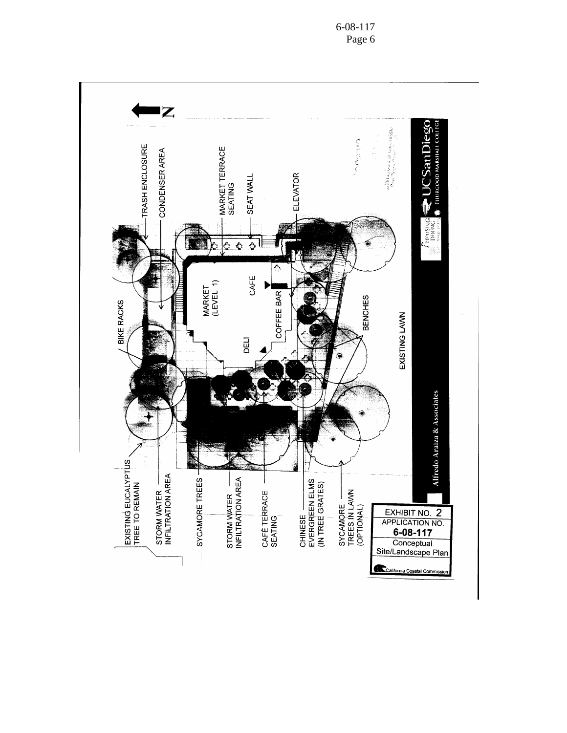N

EXISTING EUCALYPTUS TREE TO REMAIN

STORM WATER INFILTRATION AREA

SYCAMORE TREES

STORM WATER INFILTRATION AREA

CAFÉ TERRACE SEATING

CHINESE EVERGREEN ELMS (IN TREE GRATES)

SYCAMORE TREES IN LAWN (OPTIONAL)

BIKE RACKS

TRASH ENCLOSURE

CONDENSER AREA

MARKET TERRACE SEATING

SEAT WALL

ELEVATOR

MARKET (LEVEL 1)

CAFE

COFFEE BAR

DELI

BENCHES

EXISTING LAWN

Alfredo Araiza & Associates

HOUSING DINING

UCSanDiego THURGOOD MARSHALL COLLEGE

EXHIBIT NO. 2

APPLICATION NO.

**6-08-117**

Conceptual Site/Landscape Plan

California Coastal Commission